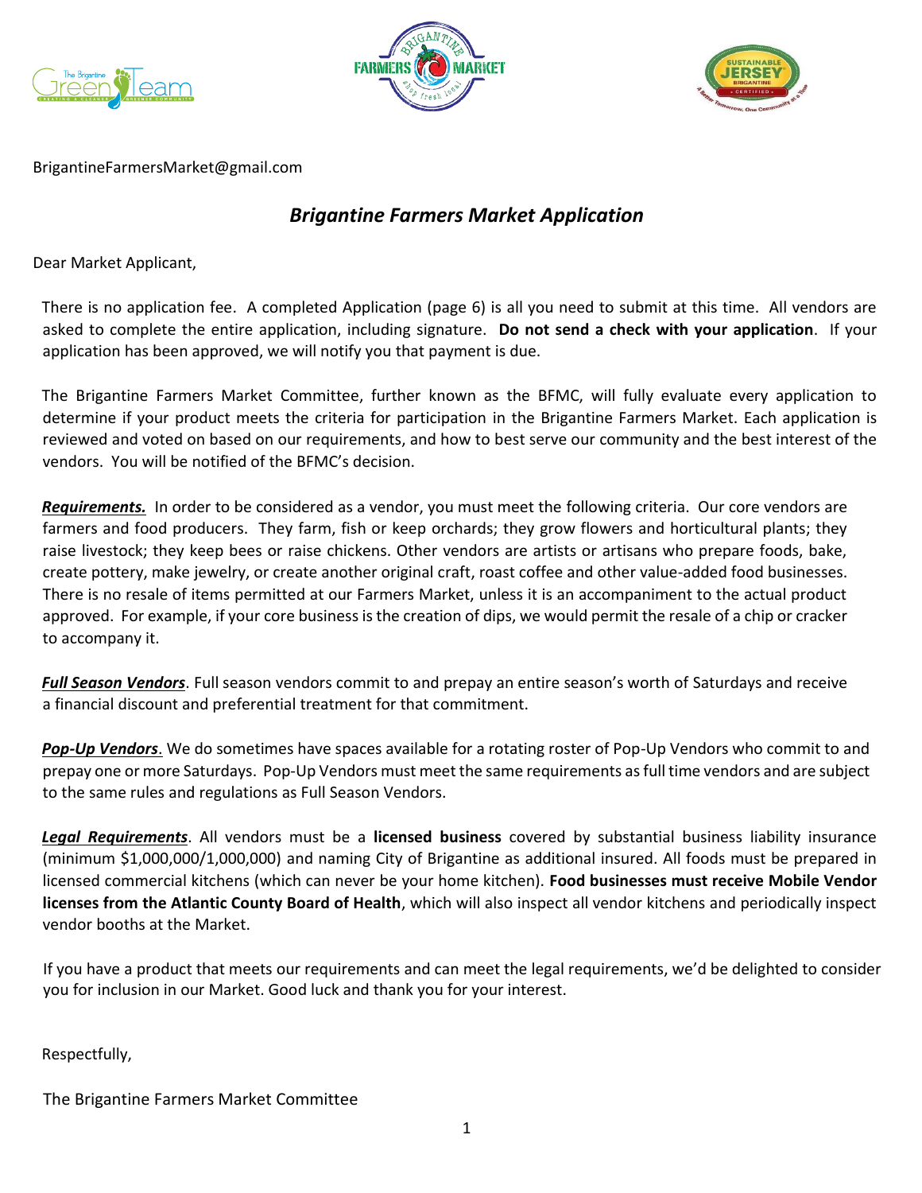BrigantineFarmersMarket@gmail.com

# *Brigantine Farmers Market Application*

Dear Market Applicant,

There is no application fee. A completed Application (page 6) is all you need to submit at this time. All vendors are asked to complete the entire application, including signature. **Do not send a check with your application**. If your application has been approved, we will notify you that payment is due.

The Brigantine Farmers Market Committee, further known as the BFMC, will fully evaluate every application to determine if your product meets the criteria for participation in the Brigantine Farmers Market. Each application is reviewed and voted on based on our requirements, and how to best serve our community and the best interest of the vendors. You will be notified of the BFMC's decision.

***Requirements.*** In order to be considered as a vendor, you must meet the following criteria. Our core vendors are farmers and food producers. They farm, fish or keep orchards; they grow flowers and horticultural plants; they raise livestock; they keep bees or raise chickens. Other vendors are artists or artisans who prepare foods, bake, create pottery, make jewelry, or create another original craft, roast coffee and other value-added food businesses. There is no resale of items permitted at our Farmers Market, unless it is an accompaniment to the actual product approved. For example, if your core business is the creation of dips, we would permit the resale of a chip or cracker to accompany it.

***Full Season Vendors***. Full season vendors commit to and prepay an entire season's worth of Saturdays and receive a financial discount and preferential treatment for that commitment.

***Pop-Up Vendors***. We do sometimes have spaces available for a rotating roster of Pop-Up Vendors who commit to and prepay one or more Saturdays. Pop-Up Vendors must meet the same requirements as full time vendors and are subject to the same rules and regulations as Full Season Vendors.

***Legal Requirements***. All vendors must be a **licensed business** covered by substantial business liability insurance (minimum $1,000,000/1,000,000) and naming City of Brigantine as additional insured. All foods must be prepared in licensed commercial kitchens (which can never be your home kitchen). **Food businesses must receive Mobile Vendor licenses from the Atlantic County Board of Health**, which will also inspect all vendor kitchens and periodically inspect vendor booths at the Market.

If you have a product that meets our requirements and can meet the legal requirements, we'd be delighted to consider you for inclusion in our Market. Good luck and thank you for your interest.

Respectfully,

The Brigantine Farmers Market Committee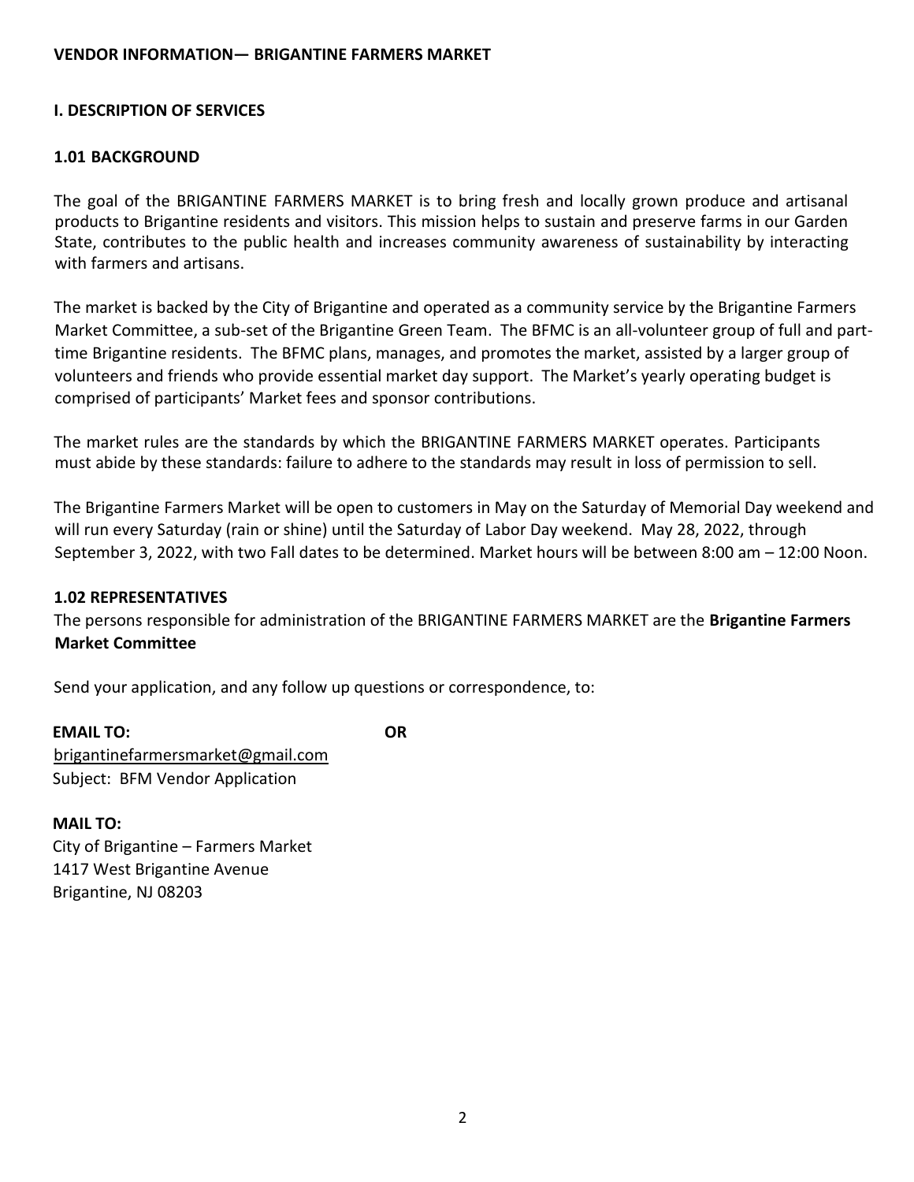**VENDOR INFORMATION— BRIGANTINE FARMERS MARKET**

## I. DESCRIPTION OF SERVICES

### 1.01 BACKGROUND

The goal of the BRIGANTINE FARMERS MARKET is to bring fresh and locally grown produce and artisanal products to Brigantine residents and visitors. This mission helps to sustain and preserve farms in our Garden State, contributes to the public health and increases community awareness of sustainability by interacting with farmers and artisans.

The market is backed by the City of Brigantine and operated as a community service by the Brigantine Farmers Market Committee, a sub-set of the Brigantine Green Team. The BFMC is an all-volunteer group of full and part-time Brigantine residents. The BFMC plans, manages, and promotes the market, assisted by a larger group of volunteers and friends who provide essential market day support. The Market's yearly operating budget is comprised of participants' Market fees and sponsor contributions.

The market rules are the standards by which the BRIGANTINE FARMERS MARKET operates. Participants must abide by these standards: failure to adhere to the standards may result in loss of permission to sell.

The Brigantine Farmers Market will be open to customers in May on the Saturday of Memorial Day weekend and will run every Saturday (rain or shine) until the Saturday of Labor Day weekend. May 28, 2022, through September 3, 2022, with two Fall dates to be determined. Market hours will be between 8:00 am – 12:00 Noon.

### 1.02 REPRESENTATIVES

The persons responsible for administration of the BRIGANTINE FARMERS MARKET are the **Brigantine Farmers Market Committee**

Send your application, and any follow up questions or correspondence, to:

**EMAIL TO:**
brigantinefarmersmarket@gmail.com
Subject: BFM Vendor Application

**OR**

**MAIL TO:**
City of Brigantine – Farmers Market
1417 West Brigantine Avenue
Brigantine, NJ 08203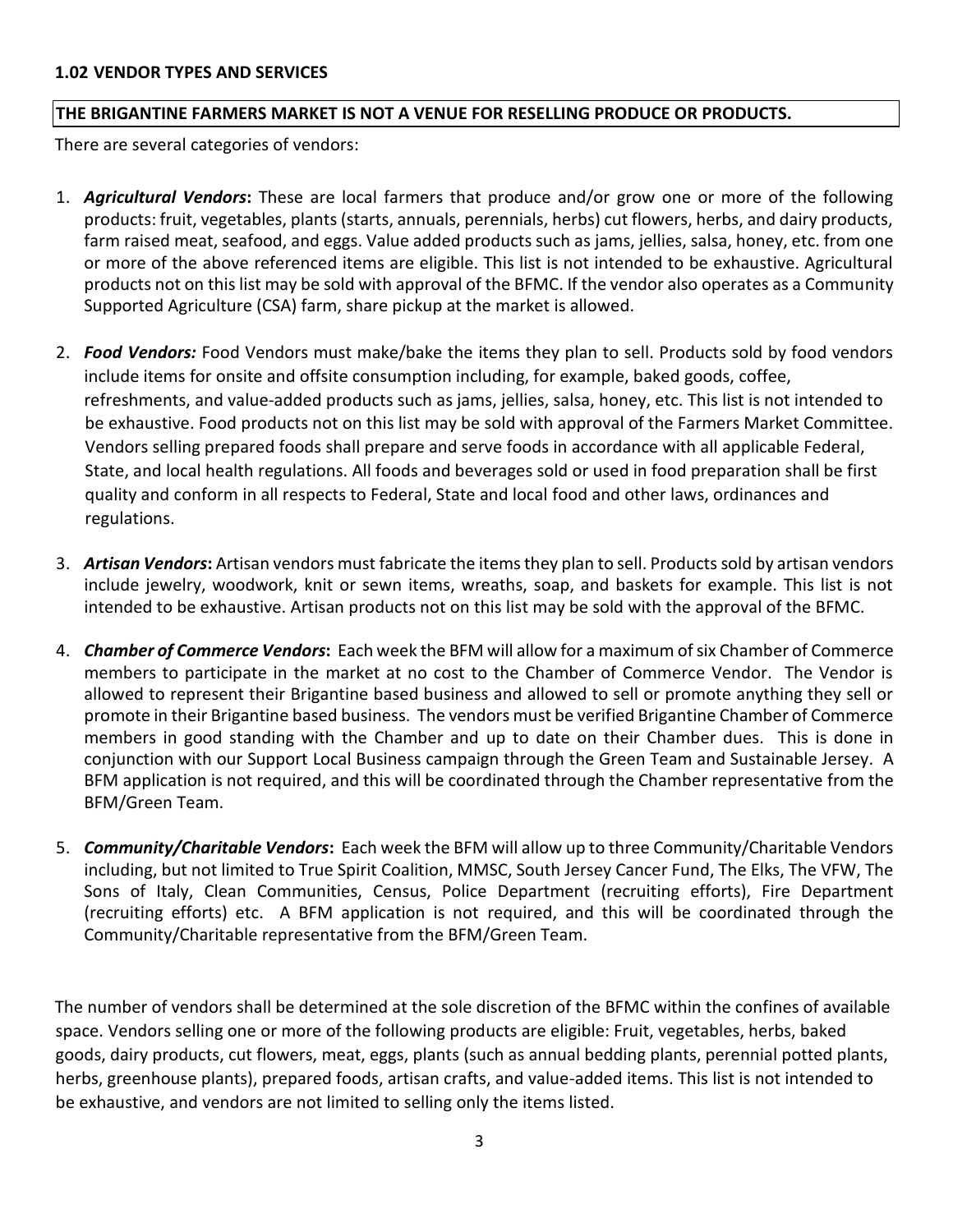### 1.02 VENDOR TYPES AND SERVICES

**THE BRIGANTINE FARMERS MARKET IS NOT A VENUE FOR RESELLING PRODUCE OR PRODUCTS.**

There are several categories of vendors:

1. ***Agricultural Vendors*:** These are local farmers that produce and/or grow one or more of the following products: fruit, vegetables, plants (starts, annuals, perennials, herbs) cut flowers, herbs, and dairy products, farm raised meat, seafood, and eggs. Value added products such as jams, jellies, salsa, honey, etc. from one or more of the above referenced items are eligible. This list is not intended to be exhaustive. Agricultural products not on this list may be sold with approval of the BFMC. If the vendor also operates as a Community Supported Agriculture (CSA) farm, share pickup at the market is allowed.

2. ***Food Vendors:*** Food Vendors must make/bake the items they plan to sell. Products sold by food vendors include items for onsite and offsite consumption including, for example, baked goods, coffee, refreshments, and value-added products such as jams, jellies, salsa, honey, etc. This list is not intended to be exhaustive. Food products not on this list may be sold with approval of the Farmers Market Committee. Vendors selling prepared foods shall prepare and serve foods in accordance with all applicable Federal, State, and local health regulations. All foods and beverages sold or used in food preparation shall be first quality and conform in all respects to Federal, State and local food and other laws, ordinances and regulations.

3. ***Artisan Vendors*:** Artisan vendors must fabricate the items they plan to sell. Products sold by artisan vendors include jewelry, woodwork, knit or sewn items, wreaths, soap, and baskets for example. This list is not intended to be exhaustive. Artisan products not on this list may be sold with the approval of the BFMC.

4. ***Chamber of Commerce Vendors*:** Each week the BFM will allow for a maximum of six Chamber of Commerce members to participate in the market at no cost to the Chamber of Commerce Vendor. The Vendor is allowed to represent their Brigantine based business and allowed to sell or promote anything they sell or promote in their Brigantine based business. The vendors must be verified Brigantine Chamber of Commerce members in good standing with the Chamber and up to date on their Chamber dues. This is done in conjunction with our Support Local Business campaign through the Green Team and Sustainable Jersey. A BFM application is not required, and this will be coordinated through the Chamber representative from the BFM/Green Team.

5. ***Community/Charitable Vendors*:** Each week the BFM will allow up to three Community/Charitable Vendors including, but not limited to True Spirit Coalition, MMSC, South Jersey Cancer Fund, The Elks, The VFW, The Sons of Italy, Clean Communities, Census, Police Department (recruiting efforts), Fire Department (recruiting efforts) etc. A BFM application is not required, and this will be coordinated through the Community/Charitable representative from the BFM/Green Team.

The number of vendors shall be determined at the sole discretion of the BFMC within the confines of available space. Vendors selling one or more of the following products are eligible: Fruit, vegetables, herbs, baked goods, dairy products, cut flowers, meat, eggs, plants (such as annual bedding plants, perennial potted plants, herbs, greenhouse plants), prepared foods, artisan crafts, and value-added items. This list is not intended to be exhaustive, and vendors are not limited to selling only the items listed.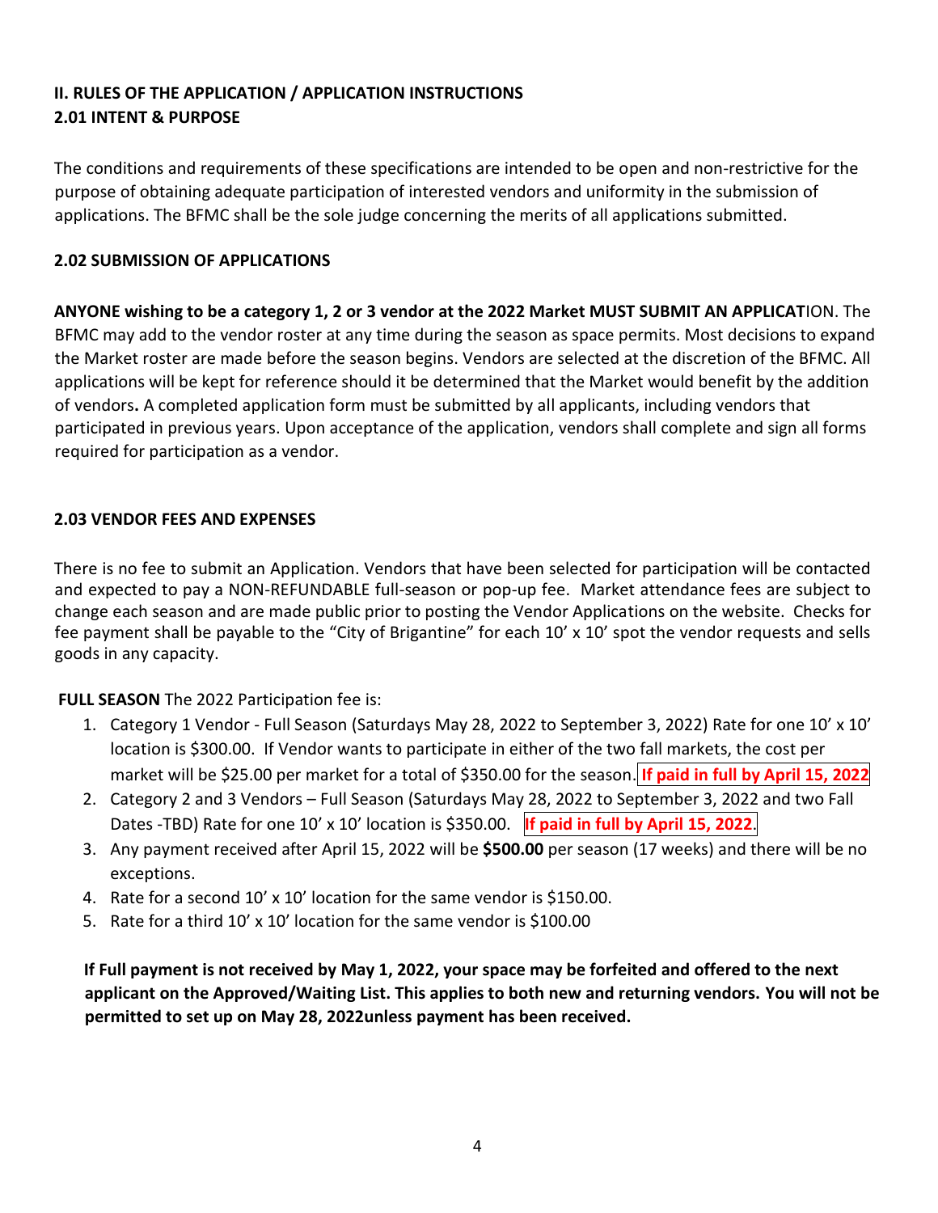## II. RULES OF THE APPLICATION / APPLICATION INSTRUCTIONS

### 2.01 INTENT & PURPOSE

The conditions and requirements of these specifications are intended to be open and non-restrictive for the purpose of obtaining adequate participation of interested vendors and uniformity in the submission of applications. The BFMC shall be the sole judge concerning the merits of all applications submitted.

### 2.02 SUBMISSION OF APPLICATIONS

**ANYONE wishing to be a category 1, 2 or 3 vendor at the 2022 Market MUST SUBMIT AN APPLICAT**ION. The BFMC may add to the vendor roster at any time during the season as space permits. Most decisions to expand the Market roster are made before the season begins. Vendors are selected at the discretion of the BFMC. All applications will be kept for reference should it be determined that the Market would benefit by the addition of vendors**.** A completed application form must be submitted by all applicants, including vendors that participated in previous years. Upon acceptance of the application, vendors shall complete and sign all forms required for participation as a vendor.

### 2.03 VENDOR FEES AND EXPENSES

There is no fee to submit an Application. Vendors that have been selected for participation will be contacted and expected to pay a NON-REFUNDABLE full-season or pop-up fee. Market attendance fees are subject to change each season and are made public prior to posting the Vendor Applications on the website. Checks for fee payment shall be payable to the "City of Brigantine" for each 10' x 10' spot the vendor requests and sells goods in any capacity.

**FULL SEASON** The 2022 Participation fee is:

1. Category 1 Vendor - Full Season (Saturdays May 28, 2022 to September 3, 2022) Rate for one 10' x 10' location is $300.00. If Vendor wants to participate in either of the two fall markets, the cost per market will be $25.00 per market for a total of $350.00 for the season. **If paid in full by April 15, 2022**
2. Category 2 and 3 Vendors – Full Season (Saturdays May 28, 2022 to September 3, 2022 and two Fall Dates -TBD) Rate for one 10' x 10' location is $350.00. **If paid in full by April 15, 2022**.
3. Any payment received after April 15, 2022 will be **$500.00** per season (17 weeks) and there will be no exceptions.
4. Rate for a second 10' x 10' location for the same vendor is $150.00.
5. Rate for a third 10' x 10' location for the same vendor is $100.00

**If Full payment is not received by May 1, 2022, your space may be forfeited and offered to the next applicant on the Approved/Waiting List. This applies to both new and returning vendors. You will not be permitted to set up on May 28, 2022unless payment has been received.**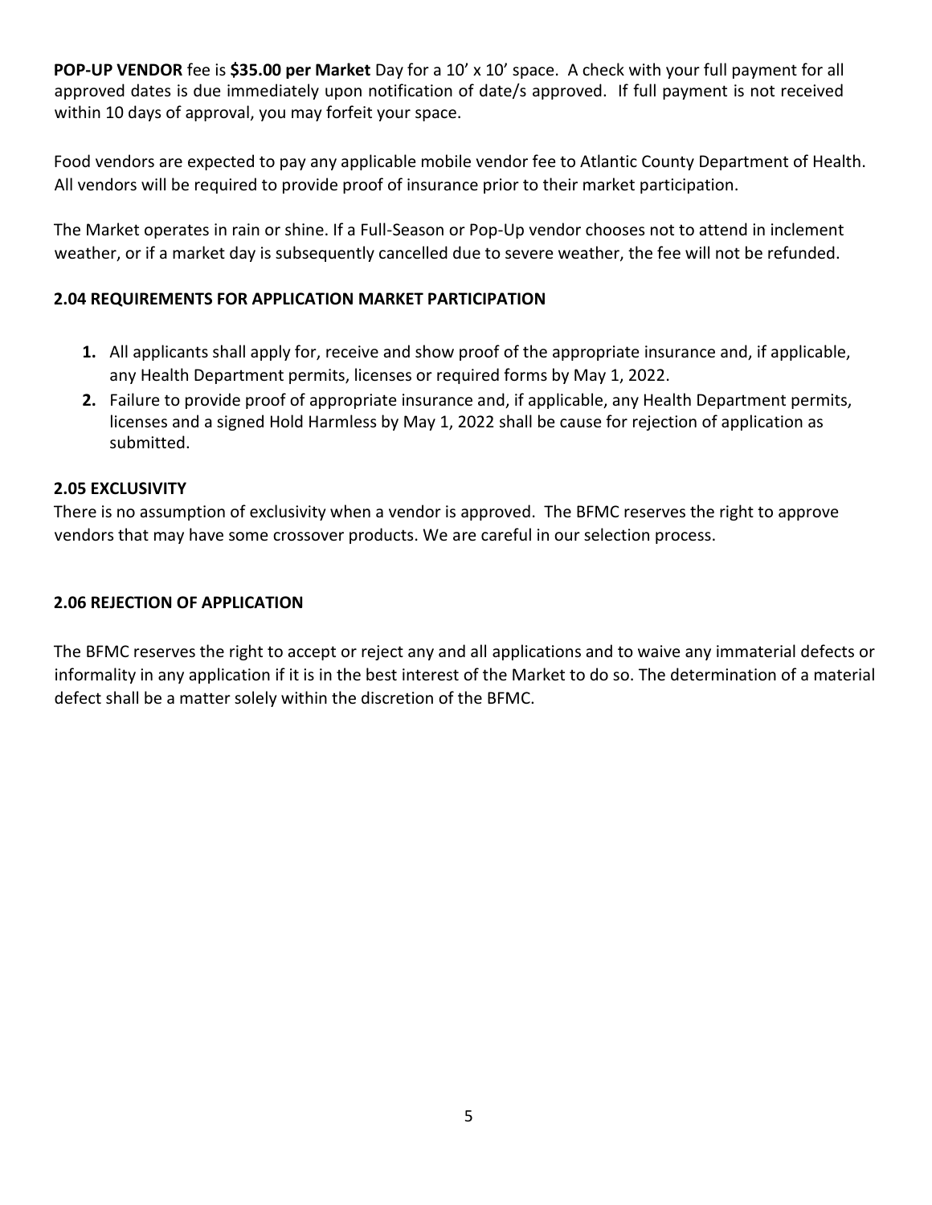**POP-UP VENDOR** fee is **$35.00 per Market** Day for a 10' x 10' space. A check with your full payment for all approved dates is due immediately upon notification of date/s approved. If full payment is not received within 10 days of approval, you may forfeit your space.

Food vendors are expected to pay any applicable mobile vendor fee to Atlantic County Department of Health. All vendors will be required to provide proof of insurance prior to their market participation.

The Market operates in rain or shine. If a Full-Season or Pop-Up vendor chooses not to attend in inclement weather, or if a market day is subsequently cancelled due to severe weather, the fee will not be refunded.

### 2.04 REQUIREMENTS FOR APPLICATION MARKET PARTICIPATION

1. All applicants shall apply for, receive and show proof of the appropriate insurance and, if applicable, any Health Department permits, licenses or required forms by May 1, 2022.
2. Failure to provide proof of appropriate insurance and, if applicable, any Health Department permits, licenses and a signed Hold Harmless by May 1, 2022 shall be cause for rejection of application as submitted.

### 2.05 EXCLUSIVITY

There is no assumption of exclusivity when a vendor is approved. The BFMC reserves the right to approve vendors that may have some crossover products. We are careful in our selection process.

### 2.06 REJECTION OF APPLICATION

The BFMC reserves the right to accept or reject any and all applications and to waive any immaterial defects or informality in any application if it is in the best interest of the Market to do so. The determination of a material defect shall be a matter solely within the discretion of the BFMC.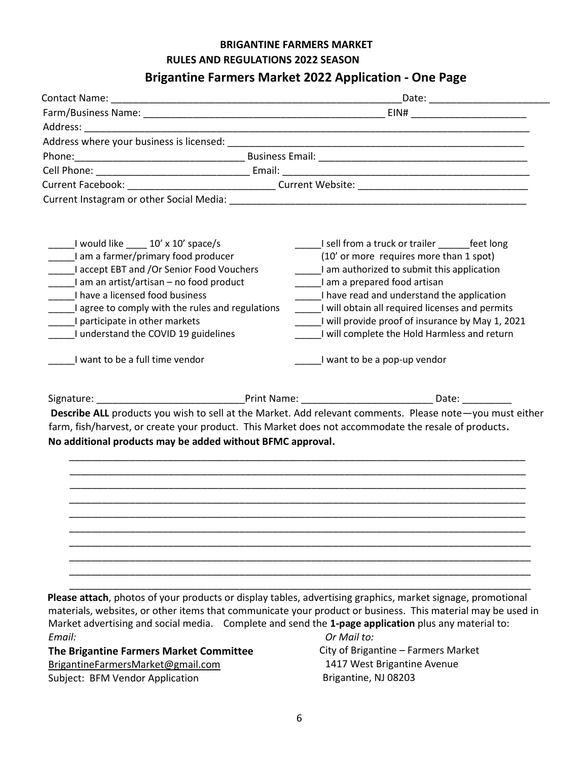**BRIGANTINE FARMERS MARKET**

**RULES AND REGULATIONS 2022 SEASON**

## Brigantine Farmers Market 2022 Application - One Page

Contact Name: _______________________________________________________Date: ______________________

Farm/Business Name: ____________________________________________ EIN# _____________________

Address: ______________________________________________________________________________________

Address where your business is licensed: ______________________________________________________

Phone:______________________________ Business Email: ______________________________________

Cell Phone: ___________________________ Email: _____________________________________________

Current Facebook: ___________________________ Current Website: ______________________________

Current Instagram or other Social Media: ________________________________________________________

_____I would like ____ 10' x 10' space/s

_____I am a farmer/primary food producer

_____I accept EBT and /Or Senior Food Vouchers

_____I am an artist/artisan – no food product

_____I have a licensed food business

_____I agree to comply with the rules and regulations

_____I participate in other markets

_____I understand the COVID 19 guidelines

_____I want to be a full time vendor

_____I sell from a truck or trailer ______feet long (10' or more requires more than 1 spot)

_____I am authorized to submit this application

_____I am a prepared food artisan

_____I have read and understand the application

_____I will obtain all required licenses and permits

_____I will provide proof of insurance by May 1, 2021

_____I will complete the Hold Harmless and return

_____I want to be a pop-up vendor

Signature: ___________________________Print Name: ________________________ Date: _________

**Describe ALL** products you wish to sell at the Market. Add relevant comments. Please note—you must either farm, fish/harvest, or create your product. This Market does not accommodate the resale of products**.**
**No additional products may be added without BFMC approval.**

_____________________________________________________________________________________

_____________________________________________________________________________________

_____________________________________________________________________________________

_____________________________________________________________________________________

_____________________________________________________________________________________

_____________________________________________________________________________________

_____________________________________________________________________________________

_____________________________________________________________________________________

_____________________________________________________________________________________

_____________________________________________________________________________________

**Please attach**, photos of your products or display tables, advertising graphics, market signage, promotional materials, websites, or other items that communicate your product or business. This material may be used in Market advertising and social media. Complete and send the **1-page application** plus any material to:

*Email:*

**The Brigantine Farmers Market Committee**

BrigantineFarmersMarket@gmail.com

Subject: BFM Vendor Application

*Or Mail to:*

City of Brigantine – Farmers Market

1417 West Brigantine Avenue

Brigantine, NJ 08203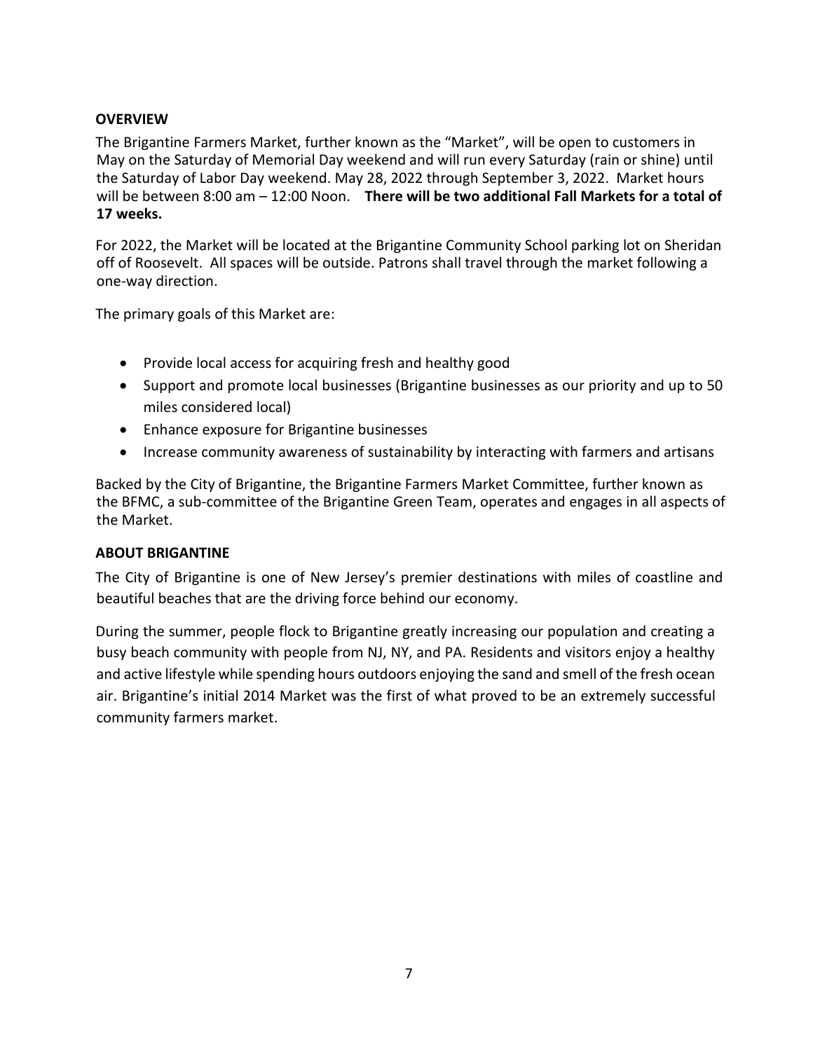## OVERVIEW

The Brigantine Farmers Market, further known as the "Market", will be open to customers in May on the Saturday of Memorial Day weekend and will run every Saturday (rain or shine) until the Saturday of Labor Day weekend. May 28, 2022 through September 3, 2022. Market hours will be between 8:00 am – 12:00 Noon. **There will be two additional Fall Markets for a total of 17 weeks.**

For 2022, the Market will be located at the Brigantine Community School parking lot on Sheridan off of Roosevelt. All spaces will be outside. Patrons shall travel through the market following a one-way direction.

The primary goals of this Market are:

- Provide local access for acquiring fresh and healthy good
- Support and promote local businesses (Brigantine businesses as our priority and up to 50 miles considered local)
- Enhance exposure for Brigantine businesses
- Increase community awareness of sustainability by interacting with farmers and artisans

Backed by the City of Brigantine, the Brigantine Farmers Market Committee, further known as the BFMC, a sub-committee of the Brigantine Green Team, operates and engages in all aspects of the Market.

## ABOUT BRIGANTINE

The City of Brigantine is one of New Jersey's premier destinations with miles of coastline and beautiful beaches that are the driving force behind our economy.

During the summer, people flock to Brigantine greatly increasing our population and creating a busy beach community with people from NJ, NY, and PA. Residents and visitors enjoy a healthy and active lifestyle while spending hours outdoors enjoying the sand and smell of the fresh ocean air. Brigantine's initial 2014 Market was the first of what proved to be an extremely successful community farmers market.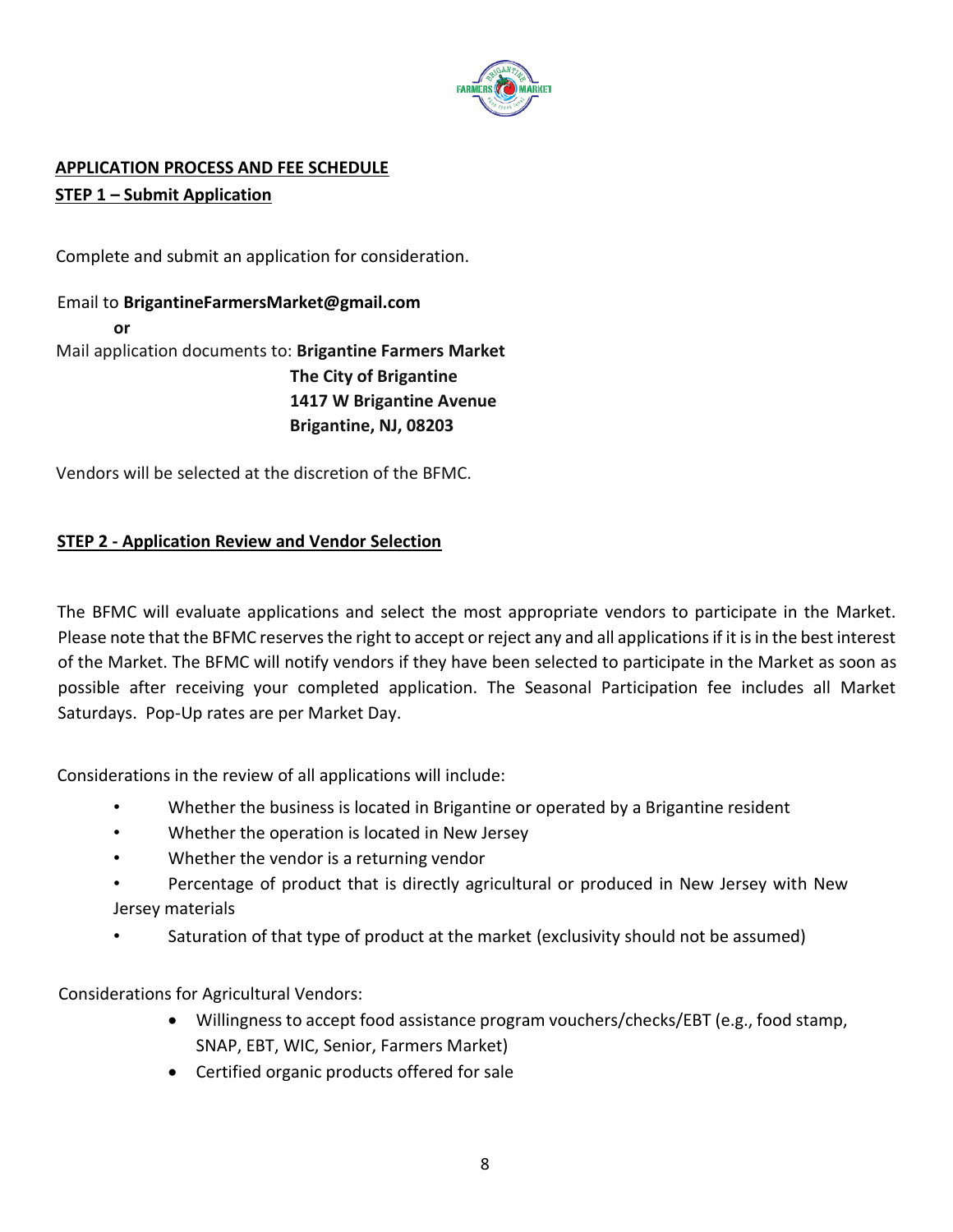## APPLICATION PROCESS AND FEE SCHEDULE

### STEP 1 – Submit Application

Complete and submit an application for consideration.

Email to **BrigantineFarmersMarket@gmail.com**

**or**

Mail application documents to: **Brigantine Farmers Market**
**The City of Brigantine**
**1417 W Brigantine Avenue**
**Brigantine, NJ, 08203**

Vendors will be selected at the discretion of the BFMC.

### STEP 2 - Application Review and Vendor Selection

The BFMC will evaluate applications and select the most appropriate vendors to participate in the Market. Please note that the BFMC reserves the right to accept or reject any and all applications if it is in the best interest of the Market. The BFMC will notify vendors if they have been selected to participate in the Market as soon as possible after receiving your completed application. The Seasonal Participation fee includes all Market Saturdays. Pop-Up rates are per Market Day.

Considerations in the review of all applications will include:

- Whether the business is located in Brigantine or operated by a Brigantine resident
- Whether the operation is located in New Jersey
- Whether the vendor is a returning vendor
- Percentage of product that is directly agricultural or produced in New Jersey with New Jersey materials
- Saturation of that type of product at the market (exclusivity should not be assumed)

Considerations for Agricultural Vendors:

- Willingness to accept food assistance program vouchers/checks/EBT (e.g., food stamp, SNAP, EBT, WIC, Senior, Farmers Market)
- Certified organic products offered for sale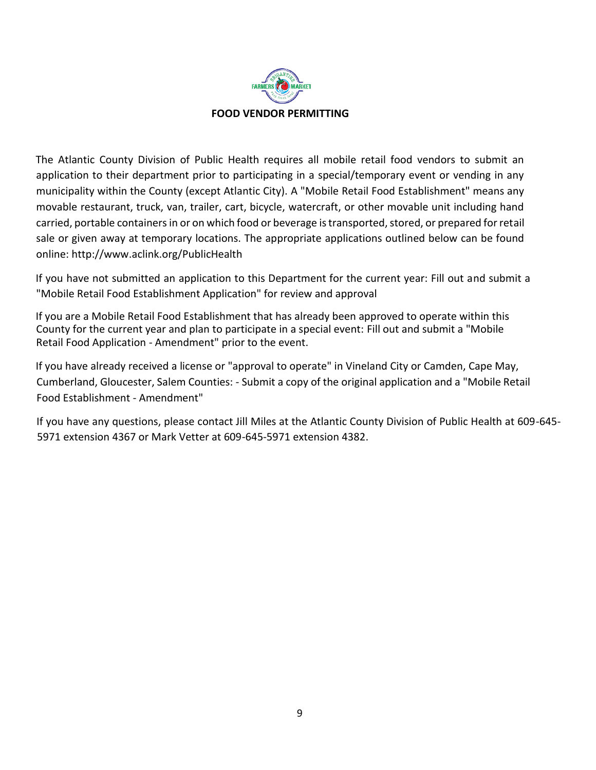## FOOD VENDOR PERMITTING

The Atlantic County Division of Public Health requires all mobile retail food vendors to submit an application to their department prior to participating in a special/temporary event or vending in any municipality within the County (except Atlantic City). A "Mobile Retail Food Establishment" means any movable restaurant, truck, van, trailer, cart, bicycle, watercraft, or other movable unit including hand carried, portable containers in or on which food or beverage is transported, stored, or prepared for retail sale or given away at temporary locations. The appropriate applications outlined below can be found online: http://www.aclink.org/PublicHealth

If you have not submitted an application to this Department for the current year: Fill out and submit a "Mobile Retail Food Establishment Application" for review and approval

If you are a Mobile Retail Food Establishment that has already been approved to operate within this County for the current year and plan to participate in a special event: Fill out and submit a "Mobile Retail Food Application - Amendment" prior to the event.

If you have already received a license or "approval to operate" in Vineland City or Camden, Cape May, Cumberland, Gloucester, Salem Counties: - Submit a copy of the original application and a "Mobile Retail Food Establishment - Amendment"

If you have any questions, please contact Jill Miles at the Atlantic County Division of Public Health at 609-645-5971 extension 4367 or Mark Vetter at 609-645-5971 extension 4382.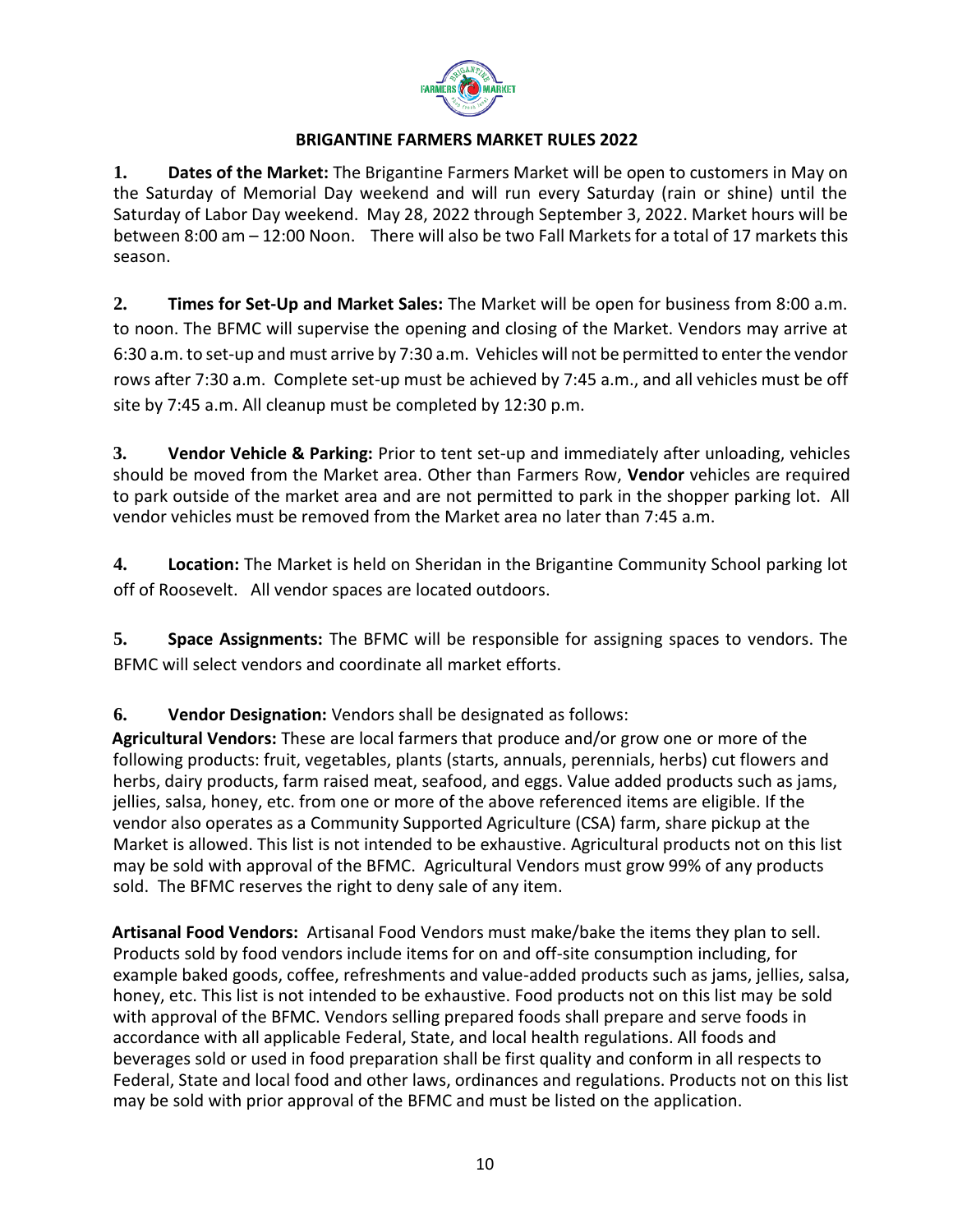# BRIGANTINE FARMERS MARKET RULES 2022

**1. Dates of the Market:** The Brigantine Farmers Market will be open to customers in May on the Saturday of Memorial Day weekend and will run every Saturday (rain or shine) until the Saturday of Labor Day weekend. May 28, 2022 through September 3, 2022. Market hours will be between 8:00 am – 12:00 Noon. There will also be two Fall Markets for a total of 17 markets this season.

**2. Times for Set-Up and Market Sales:** The Market will be open for business from 8:00 a.m. to noon. The BFMC will supervise the opening and closing of the Market. Vendors may arrive at 6:30 a.m. to set-up and must arrive by 7:30 a.m. Vehicles will not be permitted to enter the vendor rows after 7:30 a.m. Complete set-up must be achieved by 7:45 a.m., and all vehicles must be off site by 7:45 a.m. All cleanup must be completed by 12:30 p.m.

**3. Vendor Vehicle & Parking:** Prior to tent set-up and immediately after unloading, vehicles should be moved from the Market area. Other than Farmers Row, **Vendor** vehicles are required to park outside of the market area and are not permitted to park in the shopper parking lot. All vendor vehicles must be removed from the Market area no later than 7:45 a.m.

**4. Location:** The Market is held on Sheridan in the Brigantine Community School parking lot off of Roosevelt. All vendor spaces are located outdoors.

**5. Space Assignments:** The BFMC will be responsible for assigning spaces to vendors. The BFMC will select vendors and coordinate all market efforts.

**6. Vendor Designation:** Vendors shall be designated as follows:

**Agricultural Vendors:** These are local farmers that produce and/or grow one or more of the following products: fruit, vegetables, plants (starts, annuals, perennials, herbs) cut flowers and herbs, dairy products, farm raised meat, seafood, and eggs. Value added products such as jams, jellies, salsa, honey, etc. from one or more of the above referenced items are eligible. If the vendor also operates as a Community Supported Agriculture (CSA) farm, share pickup at the Market is allowed. This list is not intended to be exhaustive. Agricultural products not on this list may be sold with approval of the BFMC. Agricultural Vendors must grow 99% of any products sold. The BFMC reserves the right to deny sale of any item.

**Artisanal Food Vendors:** Artisanal Food Vendors must make/bake the items they plan to sell. Products sold by food vendors include items for on and off-site consumption including, for example baked goods, coffee, refreshments and value-added products such as jams, jellies, salsa, honey, etc. This list is not intended to be exhaustive. Food products not on this list may be sold with approval of the BFMC. Vendors selling prepared foods shall prepare and serve foods in accordance with all applicable Federal, State, and local health regulations. All foods and beverages sold or used in food preparation shall be first quality and conform in all respects to Federal, State and local food and other laws, ordinances and regulations. Products not on this list may be sold with prior approval of the BFMC and must be listed on the application.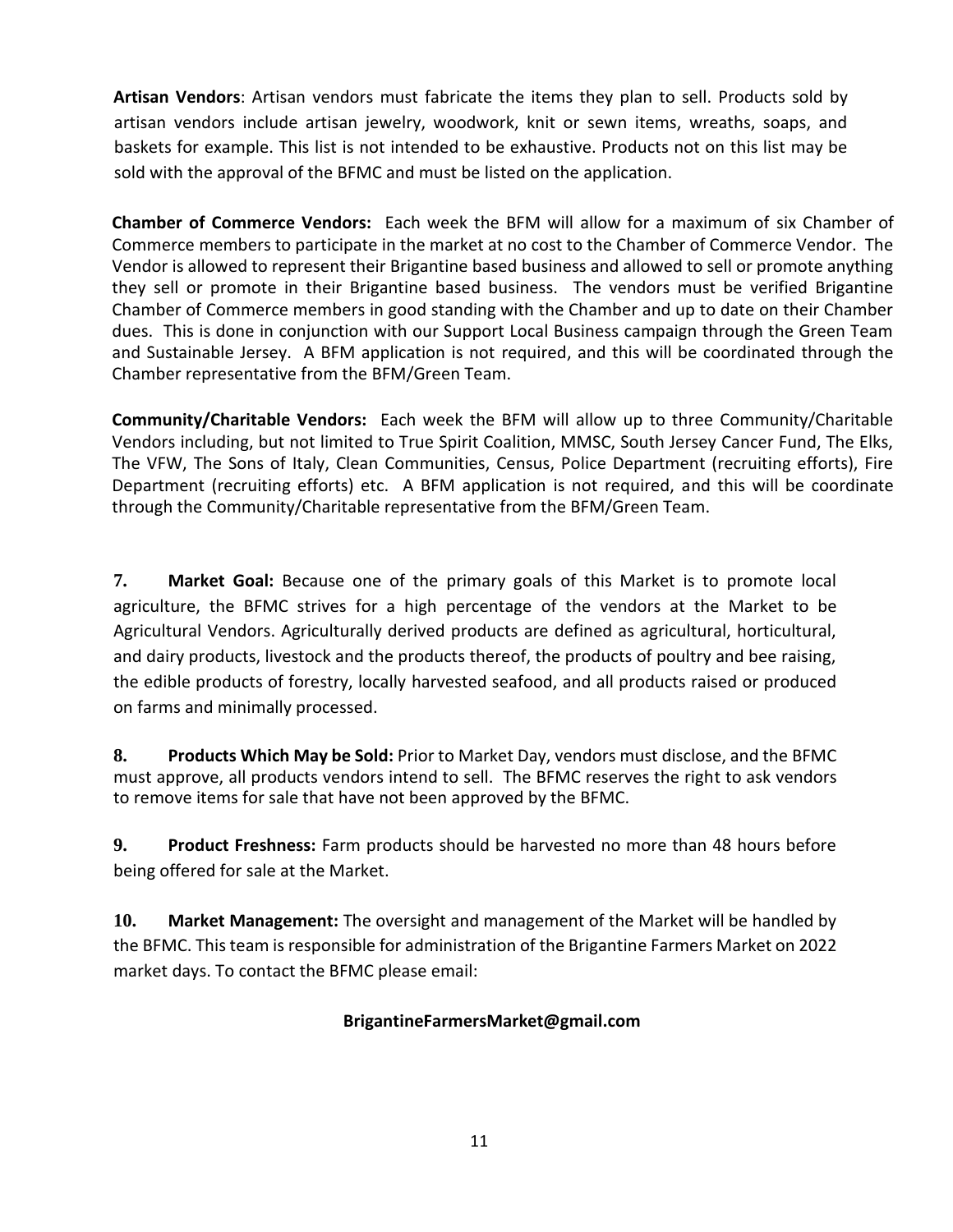**Artisan Vendors**: Artisan vendors must fabricate the items they plan to sell. Products sold by artisan vendors include artisan jewelry, woodwork, knit or sewn items, wreaths, soaps, and baskets for example. This list is not intended to be exhaustive. Products not on this list may be sold with the approval of the BFMC and must be listed on the application.

**Chamber of Commerce Vendors:** Each week the BFM will allow for a maximum of six Chamber of Commerce members to participate in the market at no cost to the Chamber of Commerce Vendor. The Vendor is allowed to represent their Brigantine based business and allowed to sell or promote anything they sell or promote in their Brigantine based business. The vendors must be verified Brigantine Chamber of Commerce members in good standing with the Chamber and up to date on their Chamber dues. This is done in conjunction with our Support Local Business campaign through the Green Team and Sustainable Jersey. A BFM application is not required, and this will be coordinated through the Chamber representative from the BFM/Green Team.

**Community/Charitable Vendors:** Each week the BFM will allow up to three Community/Charitable Vendors including, but not limited to True Spirit Coalition, MMSC, South Jersey Cancer Fund, The Elks, The VFW, The Sons of Italy, Clean Communities, Census, Police Department (recruiting efforts), Fire Department (recruiting efforts) etc. A BFM application is not required, and this will be coordinate through the Community/Charitable representative from the BFM/Green Team.

**7. Market Goal:** Because one of the primary goals of this Market is to promote local agriculture, the BFMC strives for a high percentage of the vendors at the Market to be Agricultural Vendors. Agriculturally derived products are defined as agricultural, horticultural, and dairy products, livestock and the products thereof, the products of poultry and bee raising, the edible products of forestry, locally harvested seafood, and all products raised or produced on farms and minimally processed.

**8. Products Which May be Sold:** Prior to Market Day, vendors must disclose, and the BFMC must approve, all products vendors intend to sell. The BFMC reserves the right to ask vendors to remove items for sale that have not been approved by the BFMC.

**9. Product Freshness:** Farm products should be harvested no more than 48 hours before being offered for sale at the Market.

**10. Market Management:** The oversight and management of the Market will be handled by the BFMC. This team is responsible for administration of the Brigantine Farmers Market on 2022 market days. To contact the BFMC please email:

**BrigantineFarmersMarket@gmail.com**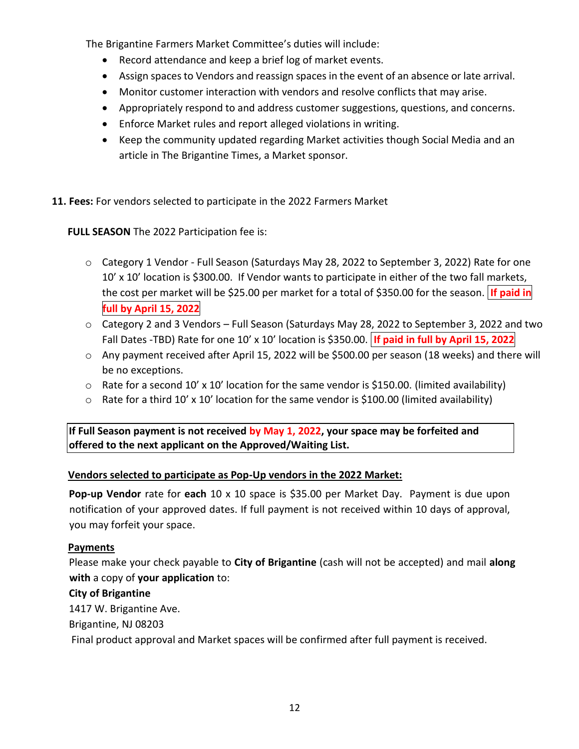The Brigantine Farmers Market Committee's duties will include:

- Record attendance and keep a brief log of market events.
- Assign spaces to Vendors and reassign spaces in the event of an absence or late arrival.
- Monitor customer interaction with vendors and resolve conflicts that may arise.
- Appropriately respond to and address customer suggestions, questions, and concerns.
- Enforce Market rules and report alleged violations in writing.
- Keep the community updated regarding Market activities though Social Media and an article in The Brigantine Times, a Market sponsor.

**11. Fees:** For vendors selected to participate in the 2022 Farmers Market

**FULL SEASON** The 2022 Participation fee is:

- Category 1 Vendor - Full Season (Saturdays May 28, 2022 to September 3, 2022) Rate for one 10' x 10' location is $300.00. If Vendor wants to participate in either of the two fall markets, the cost per market will be $25.00 per market for a total of $350.00 for the season. **If paid in full by April 15, 2022**
- Category 2 and 3 Vendors – Full Season (Saturdays May 28, 2022 to September 3, 2022 and two Fall Dates -TBD) Rate for one 10' x 10' location is $350.00. **If paid in full by April 15, 2022**
- Any payment received after April 15, 2022 will be $500.00 per season (18 weeks) and there will be no exceptions.
- Rate for a second 10' x 10' location for the same vendor is $150.00. (limited availability)
- Rate for a third 10' x 10' location for the same vendor is $100.00 (limited availability)

**If Full Season payment is not received by May 1, 2022, your space may be forfeited and offered to the next applicant on the Approved/Waiting List.**

**Vendors selected to participate as Pop-Up vendors in the 2022 Market:**

**Pop-up Vendor** rate for **each** 10 x 10 space is $35.00 per Market Day. Payment is due upon notification of your approved dates. If full payment is not received within 10 days of approval, you may forfeit your space.

**Payments**

Please make your check payable to **City of Brigantine** (cash will not be accepted) and mail **along with** a copy of **your application** to:

**City of Brigantine**
1417 W. Brigantine Ave.
Brigantine, NJ 08203

Final product approval and Market spaces will be confirmed after full payment is received.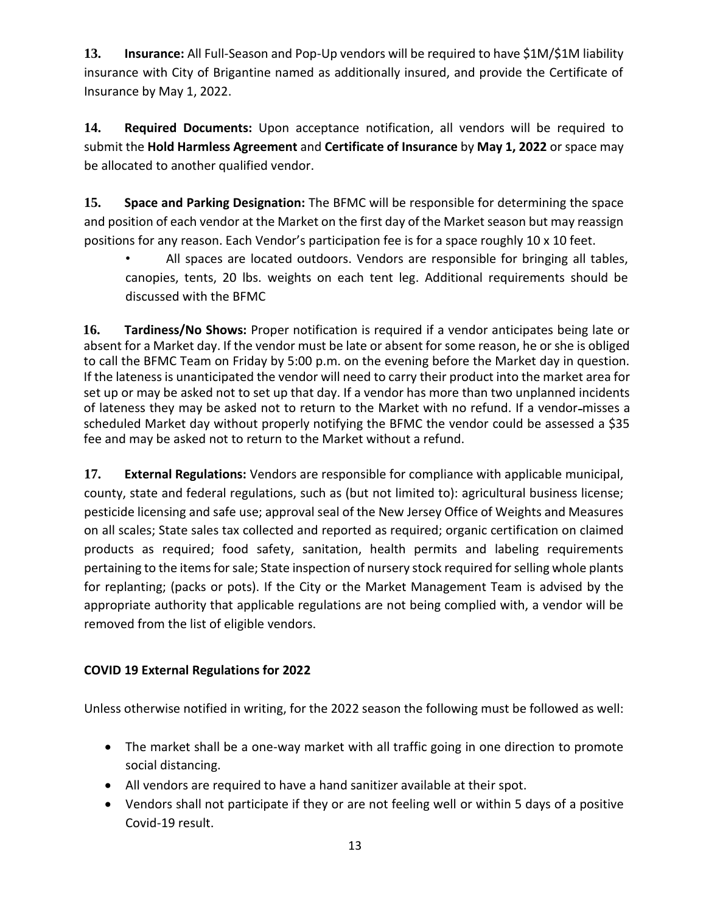**13. Insurance:** All Full-Season and Pop-Up vendors will be required to have $1M/$1M liability insurance with City of Brigantine named as additionally insured, and provide the Certificate of Insurance by May 1, 2022.

**14. Required Documents:** Upon acceptance notification, all vendors will be required to submit the **Hold Harmless Agreement** and **Certificate of Insurance** by **May 1, 2022** or space may be allocated to another qualified vendor.

**15. Space and Parking Designation:** The BFMC will be responsible for determining the space and position of each vendor at the Market on the first day of the Market season but may reassign positions for any reason. Each Vendor's participation fee is for a space roughly 10 x 10 feet.

- All spaces are located outdoors. Vendors are responsible for bringing all tables, canopies, tents, 20 lbs. weights on each tent leg. Additional requirements should be discussed with the BFMC

**16. Tardiness/No Shows:** Proper notification is required if a vendor anticipates being late or absent for a Market day. If the vendor must be late or absent for some reason, he or she is obliged to call the BFMC Team on Friday by 5:00 p.m. on the evening before the Market day in question. If the lateness is unanticipated the vendor will need to carry their product into the market area for set up or may be asked not to set up that day. If a vendor has more than two unplanned incidents of lateness they may be asked not to return to the Market with no refund. If a vendor-misses a scheduled Market day without properly notifying the BFMC the vendor could be assessed a $35 fee and may be asked not to return to the Market without a refund.

**17. External Regulations:** Vendors are responsible for compliance with applicable municipal, county, state and federal regulations, such as (but not limited to): agricultural business license; pesticide licensing and safe use; approval seal of the New Jersey Office of Weights and Measures on all scales; State sales tax collected and reported as required; organic certification on claimed products as required; food safety, sanitation, health permits and labeling requirements pertaining to the items for sale; State inspection of nursery stock required for selling whole plants for replanting; (packs or pots). If the City or the Market Management Team is advised by the appropriate authority that applicable regulations are not being complied with, a vendor will be removed from the list of eligible vendors.

**COVID 19 External Regulations for 2022**

Unless otherwise notified in writing, for the 2022 season the following must be followed as well:

- The market shall be a one-way market with all traffic going in one direction to promote social distancing.
- All vendors are required to have a hand sanitizer available at their spot.
- Vendors shall not participate if they or are not feeling well or within 5 days of a positive Covid-19 result.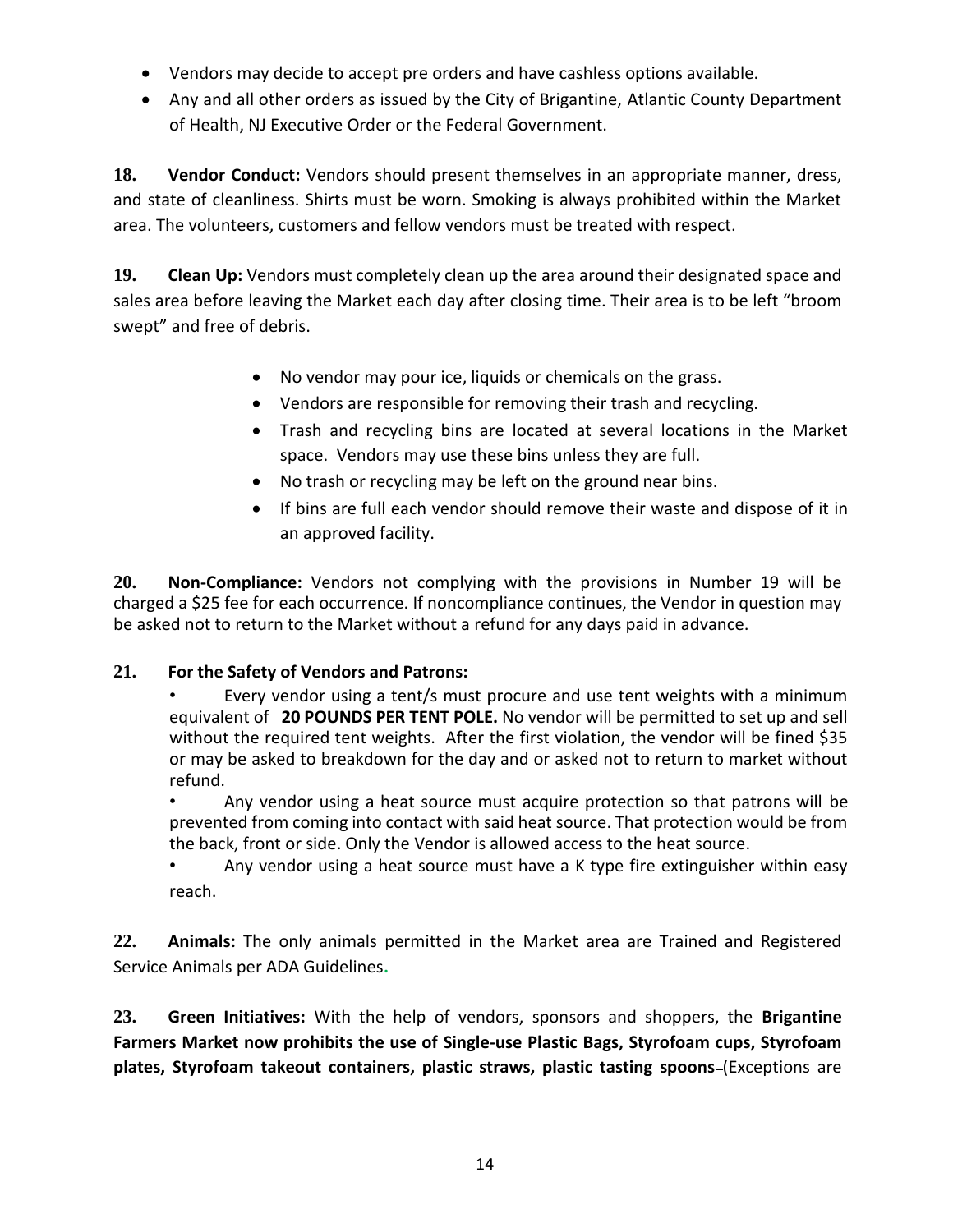- Vendors may decide to accept pre orders and have cashless options available.
- Any and all other orders as issued by the City of Brigantine, Atlantic County Department of Health, NJ Executive Order or the Federal Government.

**18. Vendor Conduct:** Vendors should present themselves in an appropriate manner, dress, and state of cleanliness. Shirts must be worn. Smoking is always prohibited within the Market area. The volunteers, customers and fellow vendors must be treated with respect.

**19. Clean Up:** Vendors must completely clean up the area around their designated space and sales area before leaving the Market each day after closing time. Their area is to be left "broom swept" and free of debris.

- No vendor may pour ice, liquids or chemicals on the grass.
- Vendors are responsible for removing their trash and recycling.
- Trash and recycling bins are located at several locations in the Market space. Vendors may use these bins unless they are full.
- No trash or recycling may be left on the ground near bins.
- If bins are full each vendor should remove their waste and dispose of it in an approved facility.

**20. Non-Compliance:** Vendors not complying with the provisions in Number 19 will be charged a $25 fee for each occurrence. If noncompliance continues, the Vendor in question may be asked not to return to the Market without a refund for any days paid in advance.

**21. For the Safety of Vendors and Patrons:**

- Every vendor using a tent/s must procure and use tent weights with a minimum equivalent of **20 POUNDS PER TENT POLE.** No vendor will be permitted to set up and sell without the required tent weights. After the first violation, the vendor will be fined $35 or may be asked to breakdown for the day and or asked not to return to market without refund.
- Any vendor using a heat source must acquire protection so that patrons will be prevented from coming into contact with said heat source. That protection would be from the back, front or side. Only the Vendor is allowed access to the heat source.
- Any vendor using a heat source must have a K type fire extinguisher within easy reach.

**22. Animals:** The only animals permitted in the Market area are Trained and Registered Service Animals per ADA Guidelines.

**23. Green Initiatives:** With the help of vendors, sponsors and shoppers, the **Brigantine Farmers Market now prohibits the use of Single-use Plastic Bags, Styrofoam cups, Styrofoam plates, Styrofoam takeout containers, plastic straws, plastic tasting spoons** (Exceptions are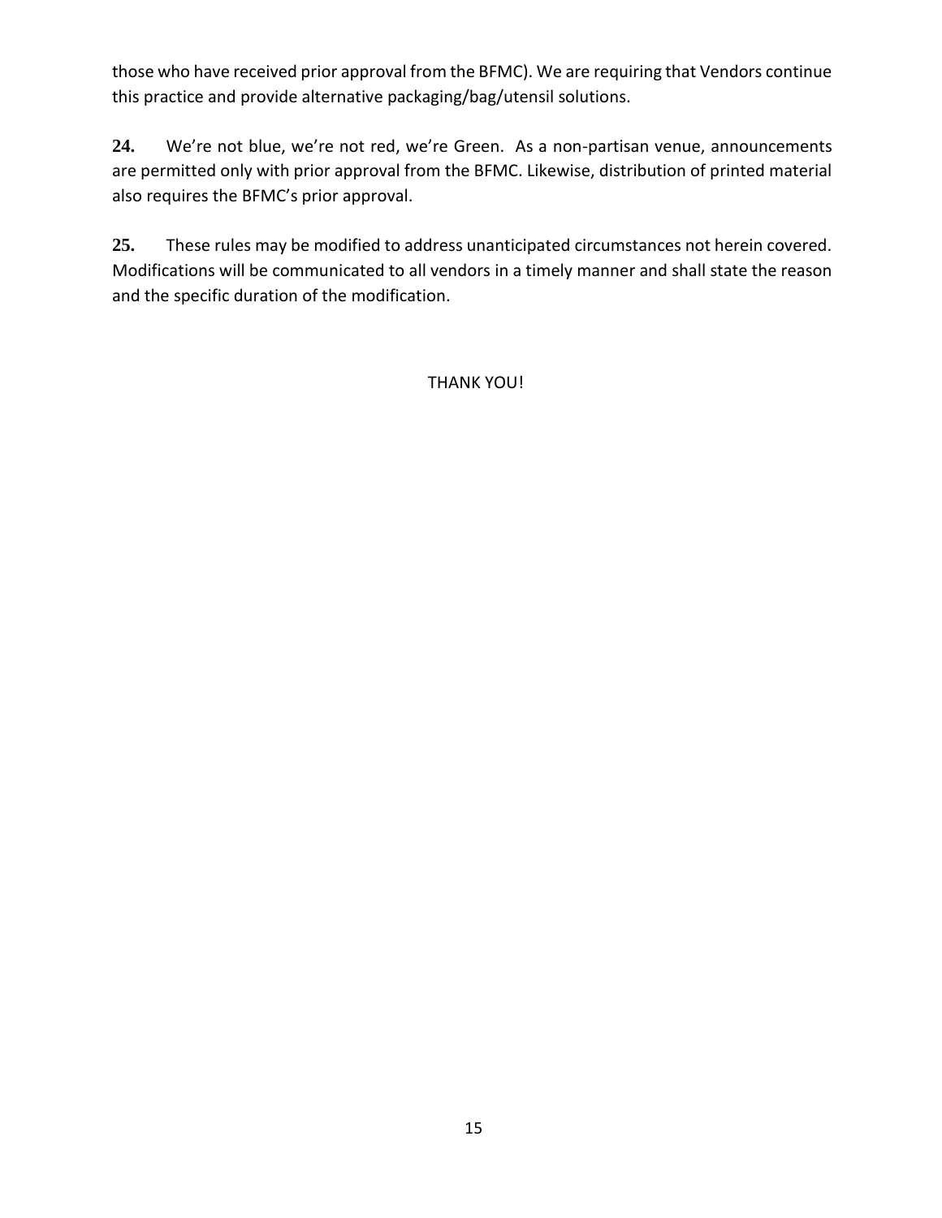those who have received prior approval from the BFMC). We are requiring that Vendors continue this practice and provide alternative packaging/bag/utensil solutions.

**24.** We're not blue, we're not red, we're Green. As a non-partisan venue, announcements are permitted only with prior approval from the BFMC. Likewise, distribution of printed material also requires the BFMC's prior approval.

**25.** These rules may be modified to address unanticipated circumstances not herein covered. Modifications will be communicated to all vendors in a timely manner and shall state the reason and the specific duration of the modification.

THANK YOU!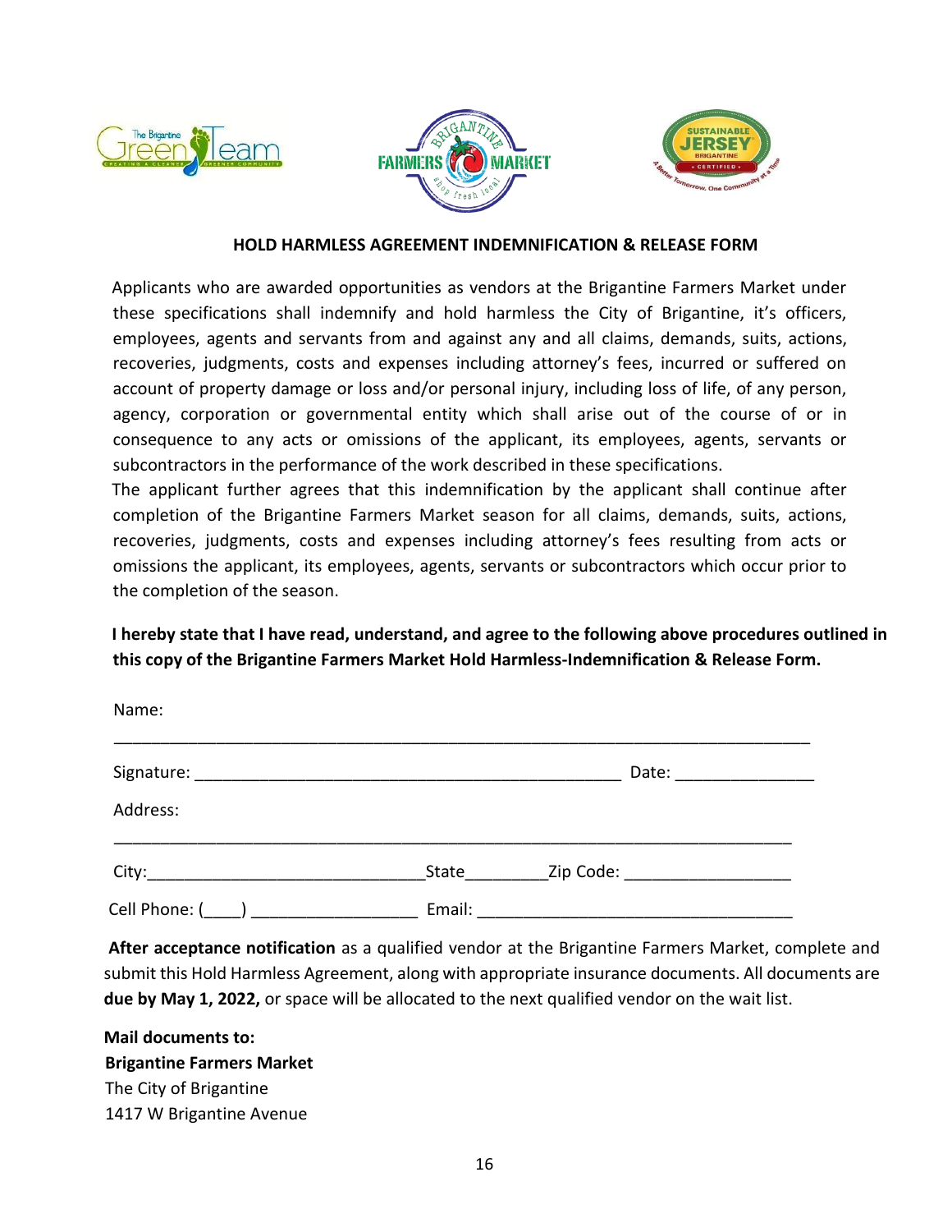## HOLD HARMLESS AGREEMENT INDEMNIFICATION & RELEASE FORM

Applicants who are awarded opportunities as vendors at the Brigantine Farmers Market under these specifications shall indemnify and hold harmless the City of Brigantine, it's officers, employees, agents and servants from and against any and all claims, demands, suits, actions, recoveries, judgments, costs and expenses including attorney's fees, incurred or suffered on account of property damage or loss and/or personal injury, including loss of life, of any person, agency, corporation or governmental entity which shall arise out of the course of or in consequence to any acts or omissions of the applicant, its employees, agents, servants or subcontractors in the performance of the work described in these specifications.

The applicant further agrees that this indemnification by the applicant shall continue after completion of the Brigantine Farmers Market season for all claims, demands, suits, actions, recoveries, judgments, costs and expenses including attorney's fees resulting from acts or omissions the applicant, its employees, agents, servants or subcontractors which occur prior to the completion of the season.

**I hereby state that I have read, understand, and agree to the following above procedures outlined in this copy of the Brigantine Farmers Market Hold Harmless-Indemnification & Release Form.**

Name:

_______________________________________________________________________________

Signature: ________________________________________________ Date: _______________

Address:

_______________________________________________________________________________

City:______________________________State_________Zip Code: __________________

Cell Phone: (____) __________________ Email: __________________________________

**After acceptance notification** as a qualified vendor at the Brigantine Farmers Market, complete and submit this Hold Harmless Agreement, along with appropriate insurance documents. All documents are **due by May 1, 2022,** or space will be allocated to the next qualified vendor on the wait list.

**Mail documents to:**
**Brigantine Farmers Market**
The City of Brigantine
1417 W Brigantine Avenue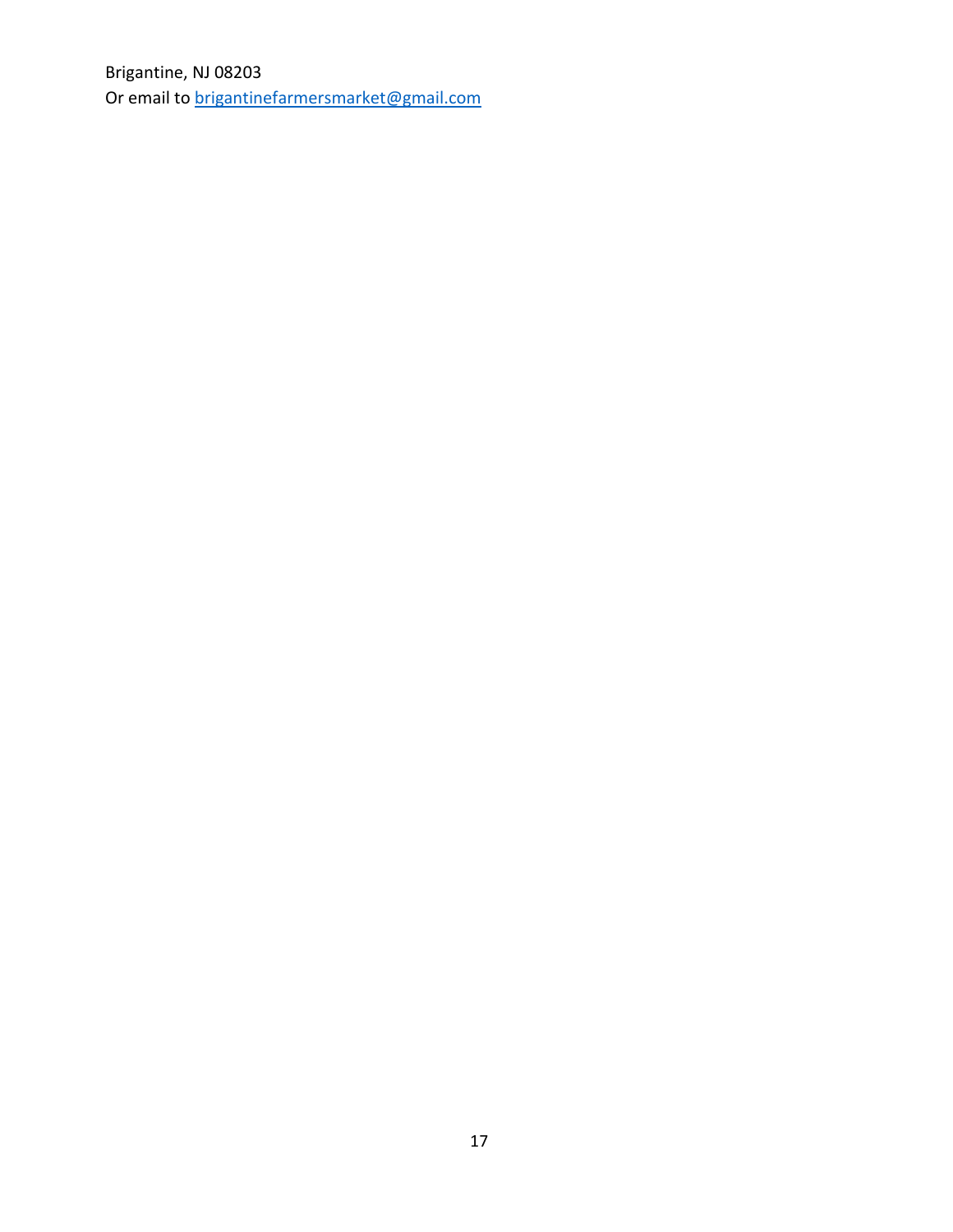Brigantine, NJ 08203
Or email to brigantinefarmersmarket@gmail.com